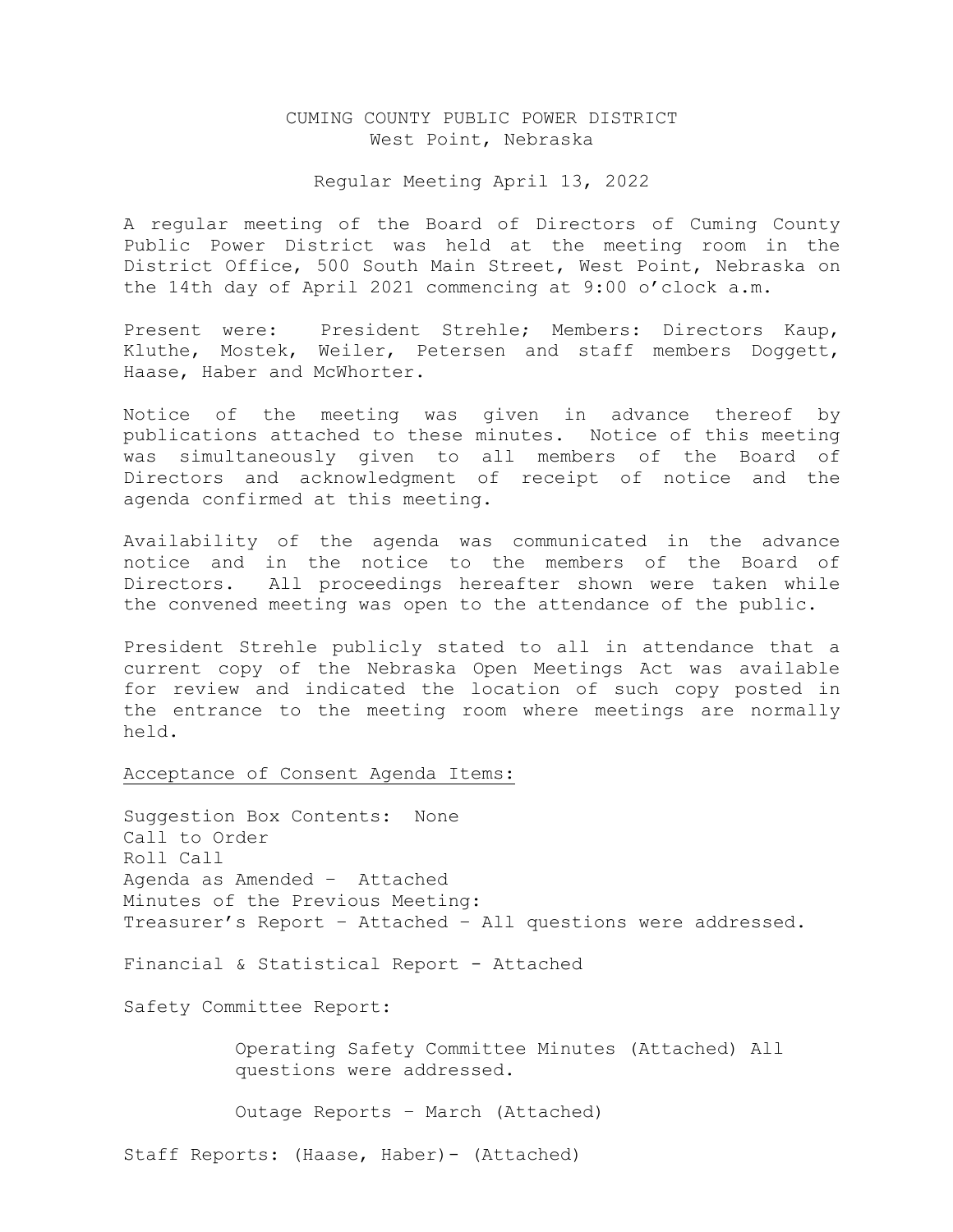# CUMING COUNTY PUBLIC POWER DISTRICT
West Point, Nebraska

Regular Meeting April 13, 2022

A regular meeting of the Board of Directors of Cuming County Public Power District was held at the meeting room in the District Office, 500 South Main Street, West Point, Nebraska on the 14th day of April 2021 commencing at 9:00 o'clock a.m.

Present were: President Strehle; Members: Directors Kaup, Kluthe, Mostek, Weiler, Petersen and staff members Doggett, Haase, Haber and McWhorter.

Notice of the meeting was given in advance thereof by publications attached to these minutes. Notice of this meeting was simultaneously given to all members of the Board of Directors and acknowledgment of receipt of notice and the agenda confirmed at this meeting.

Availability of the agenda was communicated in the advance notice and in the notice to the members of the Board of Directors. All proceedings hereafter shown were taken while the convened meeting was open to the attendance of the public.

President Strehle publicly stated to all in attendance that a current copy of the Nebraska Open Meetings Act was available for review and indicated the location of such copy posted in the entrance to the meeting room where meetings are normally held.

<u>Acceptance of Consent Agenda Items:</u>

Suggestion Box Contents: None
Call to Order
Roll Call
Agenda as Amended – Attached
Minutes of the Previous Meeting:
Treasurer's Report – Attached – All questions were addressed.

Financial & Statistical Report - Attached

Safety Committee Report:

Operating Safety Committee Minutes (Attached) All questions were addressed.

Outage Reports – March (Attached)

Staff Reports: (Haase, Haber)- (Attached)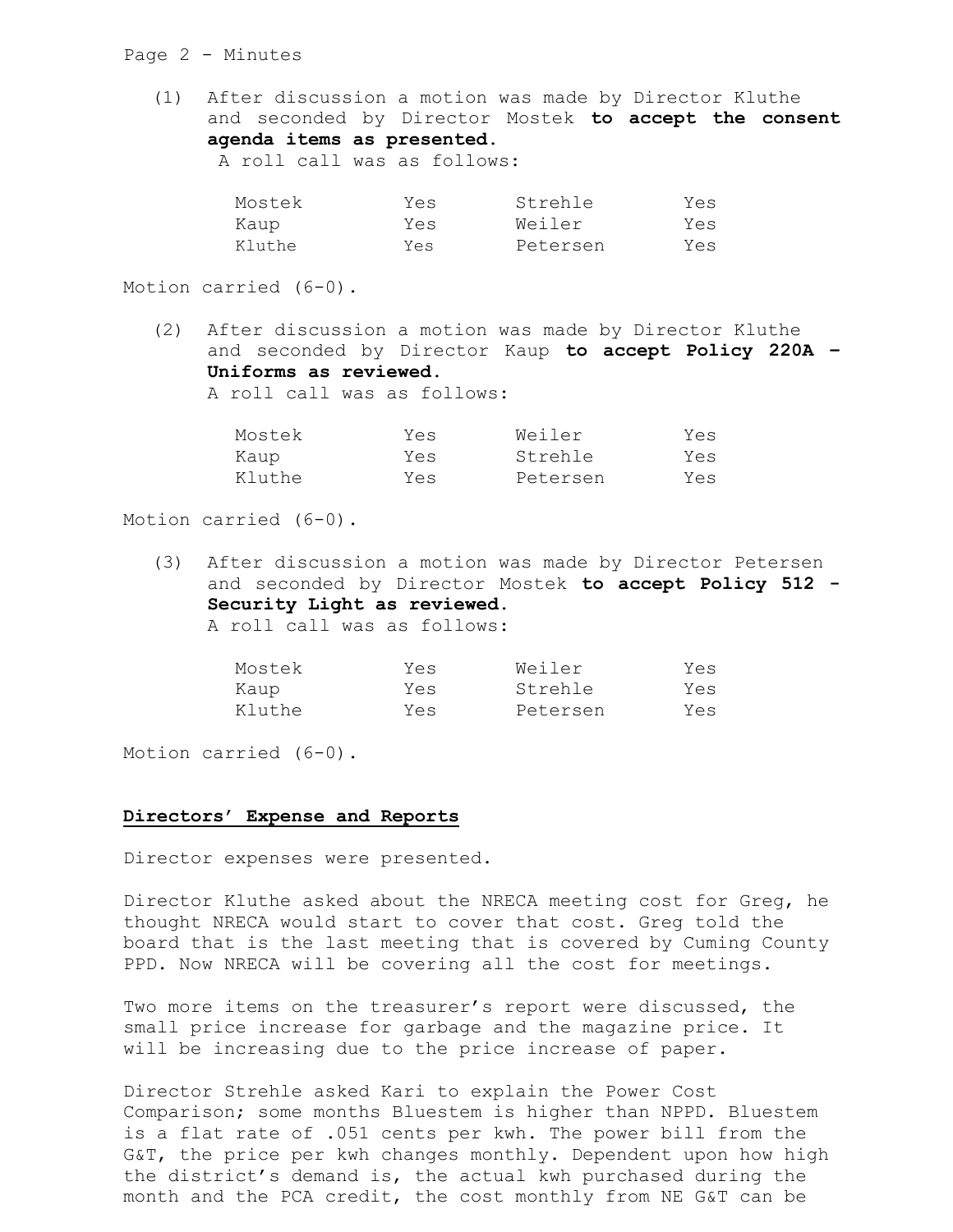(1) After discussion a motion was made by Director Kluthe and seconded by Director Mostek **to accept the consent agenda items as presented.**
A roll call was as follows:

| | | | |
|---|---|---|---|
| Mostek | Yes | Strehle | Yes |
| Kaup | Yes | Weiler | Yes |
| Kluthe | Yes | Petersen | Yes |

Motion carried (6-0).

(2) After discussion a motion was made by Director Kluthe and seconded by Director Kaup **to accept Policy 220A – Uniforms as reviewed.**
A roll call was as follows:

| | | | |
|---|---|---|---|
| Mostek | Yes | Weiler | Yes |
| Kaup | Yes | Strehle | Yes |
| Kluthe | Yes | Petersen | Yes |

Motion carried (6-0).

(3) After discussion a motion was made by Director Petersen and seconded by Director Mostek **to accept Policy 512 - Security Light as reviewed.**
A roll call was as follows:

| | | | |
|---|---|---|---|
| Mostek | Yes | Weiler | Yes |
| Kaup | Yes | Strehle | Yes |
| Kluthe | Yes | Petersen | Yes |

Motion carried (6-0).

**<u>Directors' Expense and Reports</u>**

Director expenses were presented.

Director Kluthe asked about the NRECA meeting cost for Greg, he thought NRECA would start to cover that cost. Greg told the board that is the last meeting that is covered by Cuming County PPD. Now NRECA will be covering all the cost for meetings.

Two more items on the treasurer's report were discussed, the small price increase for garbage and the magazine price. It will be increasing due to the price increase of paper.

Director Strehle asked Kari to explain the Power Cost Comparison; some months Bluestem is higher than NPPD. Bluestem is a flat rate of .051 cents per kwh. The power bill from the G&T, the price per kwh changes monthly. Dependent upon how high the district's demand is, the actual kwh purchased during the month and the PCA credit, the cost monthly from NE G&T can be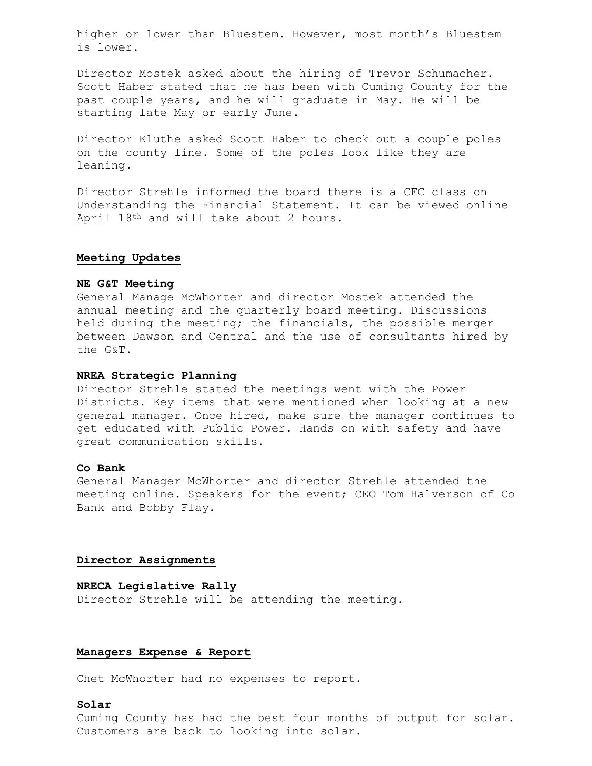higher or lower than Bluestem. However, most month's Bluestem is lower.

Director Mostek asked about the hiring of Trevor Schumacher. Scott Haber stated that he has been with Cuming County for the past couple years, and he will graduate in May. He will be starting late May or early June.

Director Kluthe asked Scott Haber to check out a couple poles on the county line. Some of the poles look like they are leaning.

Director Strehle informed the board there is a CFC class on Understanding the Financial Statement. It can be viewed online April 18th and will take about 2 hours.

## Meeting Updates

### NE G&T Meeting

General Manage McWhorter and director Mostek attended the annual meeting and the quarterly board meeting. Discussions held during the meeting; the financials, the possible merger between Dawson and Central and the use of consultants hired by the G&T.

### NREA Strategic Planning

Director Strehle stated the meetings went with the Power Districts. Key items that were mentioned when looking at a new general manager. Once hired, make sure the manager continues to get educated with Public Power. Hands on with safety and have great communication skills.

### Co Bank

General Manager McWhorter and director Strehle attended the meeting online. Speakers for the event; CEO Tom Halverson of Co Bank and Bobby Flay.

## Director Assignments

### NRECA Legislative Rally

Director Strehle will be attending the meeting.

## Managers Expense & Report

Chet McWhorter had no expenses to report.

### Solar

Cuming County has had the best four months of output for solar. Customers are back to looking into solar.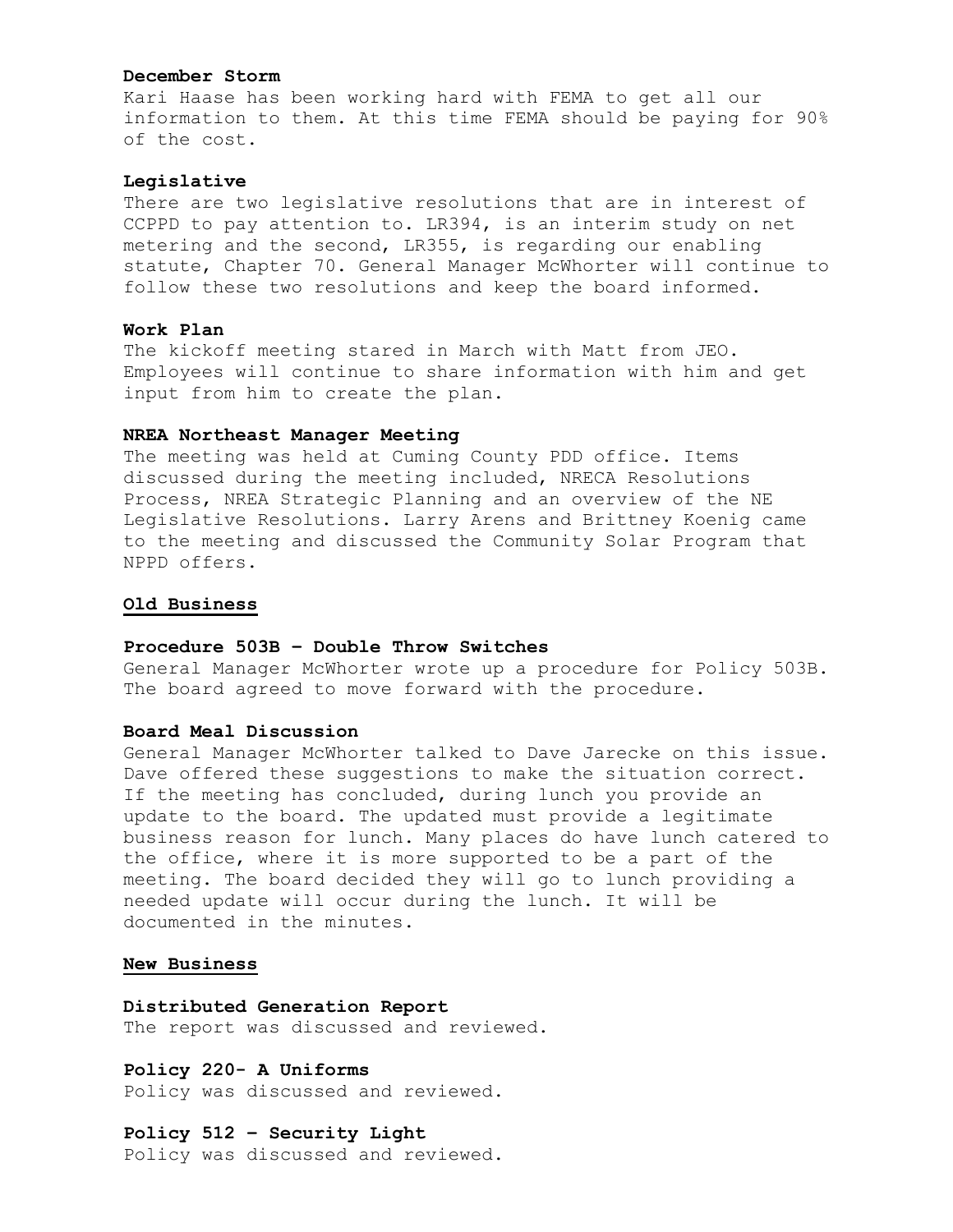**December Storm**
Kari Haase has been working hard with FEMA to get all our information to them. At this time FEMA should be paying for 90% of the cost.

**Legislative**
There are two legislative resolutions that are in interest of CCPPD to pay attention to. LR394, is an interim study on net metering and the second, LR355, is regarding our enabling statute, Chapter 70. General Manager McWhorter will continue to follow these two resolutions and keep the board informed.

**Work Plan**
The kickoff meeting stared in March with Matt from JEO. Employees will continue to share information with him and get input from him to create the plan.

**NREA Northeast Manager Meeting**
The meeting was held at Cuming County PDD office. Items discussed during the meeting included, NRECA Resolutions Process, NREA Strategic Planning and an overview of the NE Legislative Resolutions. Larry Arens and Brittney Koenig came to the meeting and discussed the Community Solar Program that NPPD offers.

## Old Business

**Procedure 503B – Double Throw Switches**
General Manager McWhorter wrote up a procedure for Policy 503B. The board agreed to move forward with the procedure.

**Board Meal Discussion**
General Manager McWhorter talked to Dave Jarecke on this issue. Dave offered these suggestions to make the situation correct. If the meeting has concluded, during lunch you provide an update to the board. The updated must provide a legitimate business reason for lunch. Many places do have lunch catered to the office, where it is more supported to be a part of the meeting. The board decided they will go to lunch providing a needed update will occur during the lunch. It will be documented in the minutes.

## New Business

**Distributed Generation Report**
The report was discussed and reviewed.

**Policy 220- A Uniforms**
Policy was discussed and reviewed.

**Policy 512 – Security Light**
Policy was discussed and reviewed.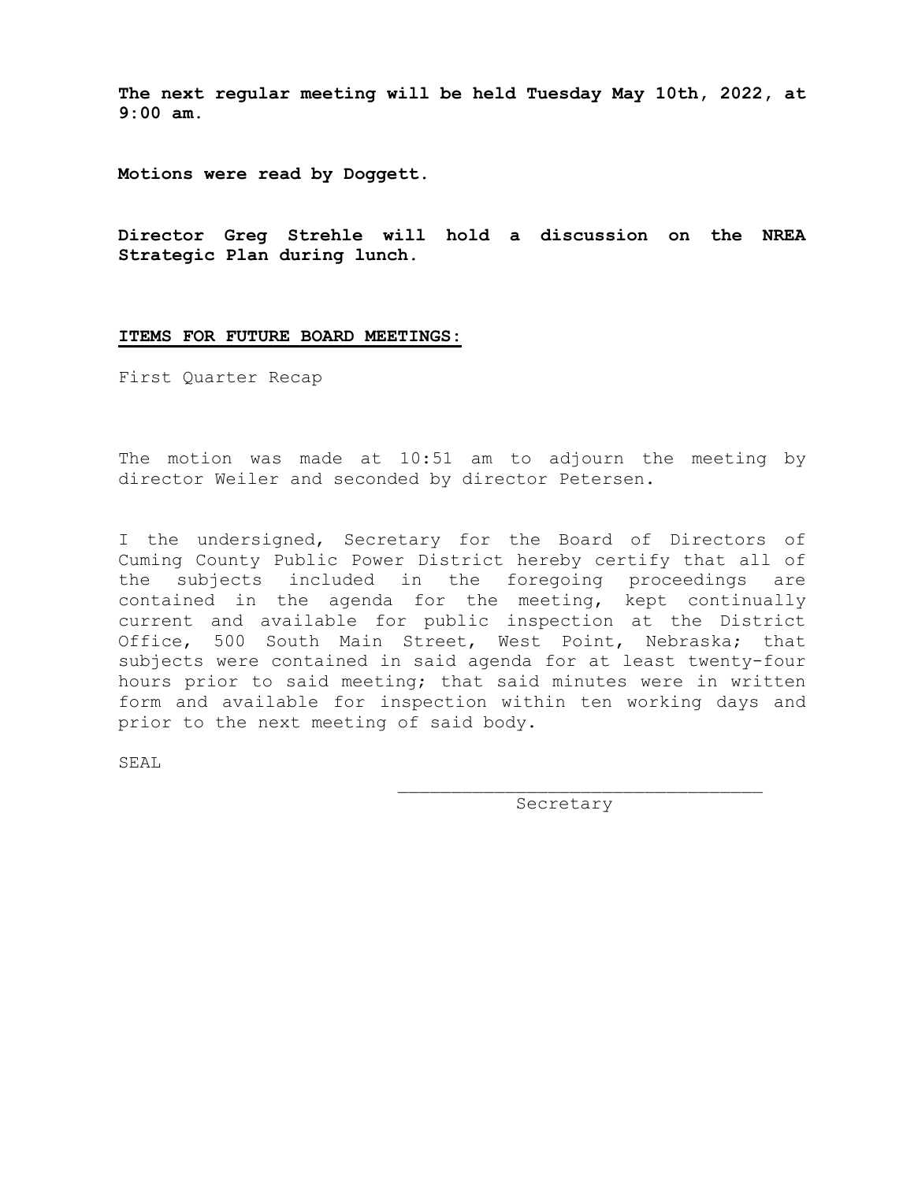**The next regular meeting will be held Tuesday May 10th, 2022, at 9:00 am.**

**Motions were read by Doggett.**

**Director Greg Strehle will hold a discussion on the NREA Strategic Plan during lunch.**

**ITEMS FOR FUTURE BOARD MEETINGS:**

First Quarter Recap

The motion was made at 10:51 am to adjourn the meeting by director Weiler and seconded by director Petersen.

I the undersigned, Secretary for the Board of Directors of Cuming County Public Power District hereby certify that all of the subjects included in the foregoing proceedings are contained in the agenda for the meeting, kept continually current and available for public inspection at the District Office, 500 South Main Street, West Point, Nebraska; that subjects were contained in said agenda for at least twenty-four hours prior to said meeting; that said minutes were in written form and available for inspection within ten working days and prior to the next meeting of said body.

SEAL

\_\_\_\_\_\_\_\_\_\_\_\_\_\_\_\_\_\_\_\_\_\_\_\_\_\_\_\_\_\_\_\_\_\_\_

Secretary